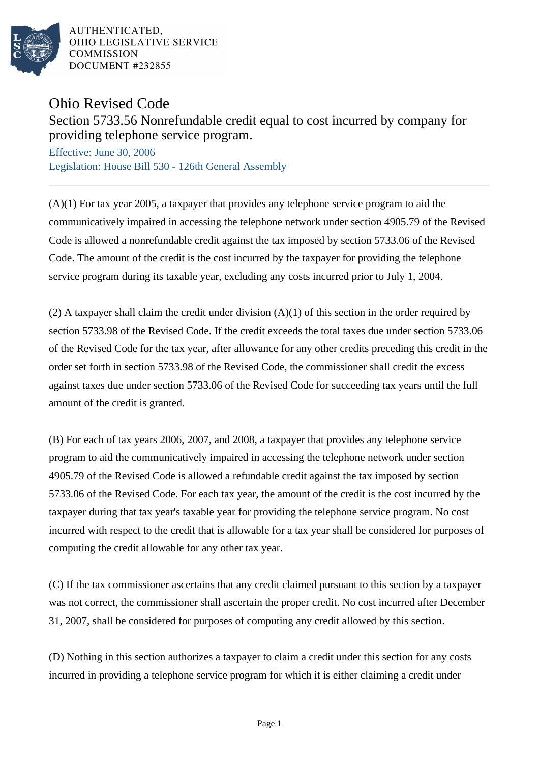# Ohio Revised Code

## Section 5733.56 Nonrefundable credit equal to cost incurred by company for providing telephone service program.

Effective: June 30, 2006

Legislation: House Bill 530 - 126th General Assembly

(A)(1) For tax year 2005, a taxpayer that provides any telephone service program to aid the communicatively impaired in accessing the telephone network under section 4905.79 of the Revised Code is allowed a nonrefundable credit against the tax imposed by section 5733.06 of the Revised Code. The amount of the credit is the cost incurred by the taxpayer for providing the telephone service program during its taxable year, excluding any costs incurred prior to July 1, 2004.

(2) A taxpayer shall claim the credit under division (A)(1) of this section in the order required by section 5733.98 of the Revised Code. If the credit exceeds the total taxes due under section 5733.06 of the Revised Code for the tax year, after allowance for any other credits preceding this credit in the order set forth in section 5733.98 of the Revised Code, the commissioner shall credit the excess against taxes due under section 5733.06 of the Revised Code for succeeding tax years until the full amount of the credit is granted.

(B) For each of tax years 2006, 2007, and 2008, a taxpayer that provides any telephone service program to aid the communicatively impaired in accessing the telephone network under section 4905.79 of the Revised Code is allowed a refundable credit against the tax imposed by section 5733.06 of the Revised Code. For each tax year, the amount of the credit is the cost incurred by the taxpayer during that tax year's taxable year for providing the telephone service program. No cost incurred with respect to the credit that is allowable for a tax year shall be considered for purposes of computing the credit allowable for any other tax year.

(C) If the tax commissioner ascertains that any credit claimed pursuant to this section by a taxpayer was not correct, the commissioner shall ascertain the proper credit. No cost incurred after December 31, 2007, shall be considered for purposes of computing any credit allowed by this section.

(D) Nothing in this section authorizes a taxpayer to claim a credit under this section for any costs incurred in providing a telephone service program for which it is either claiming a credit under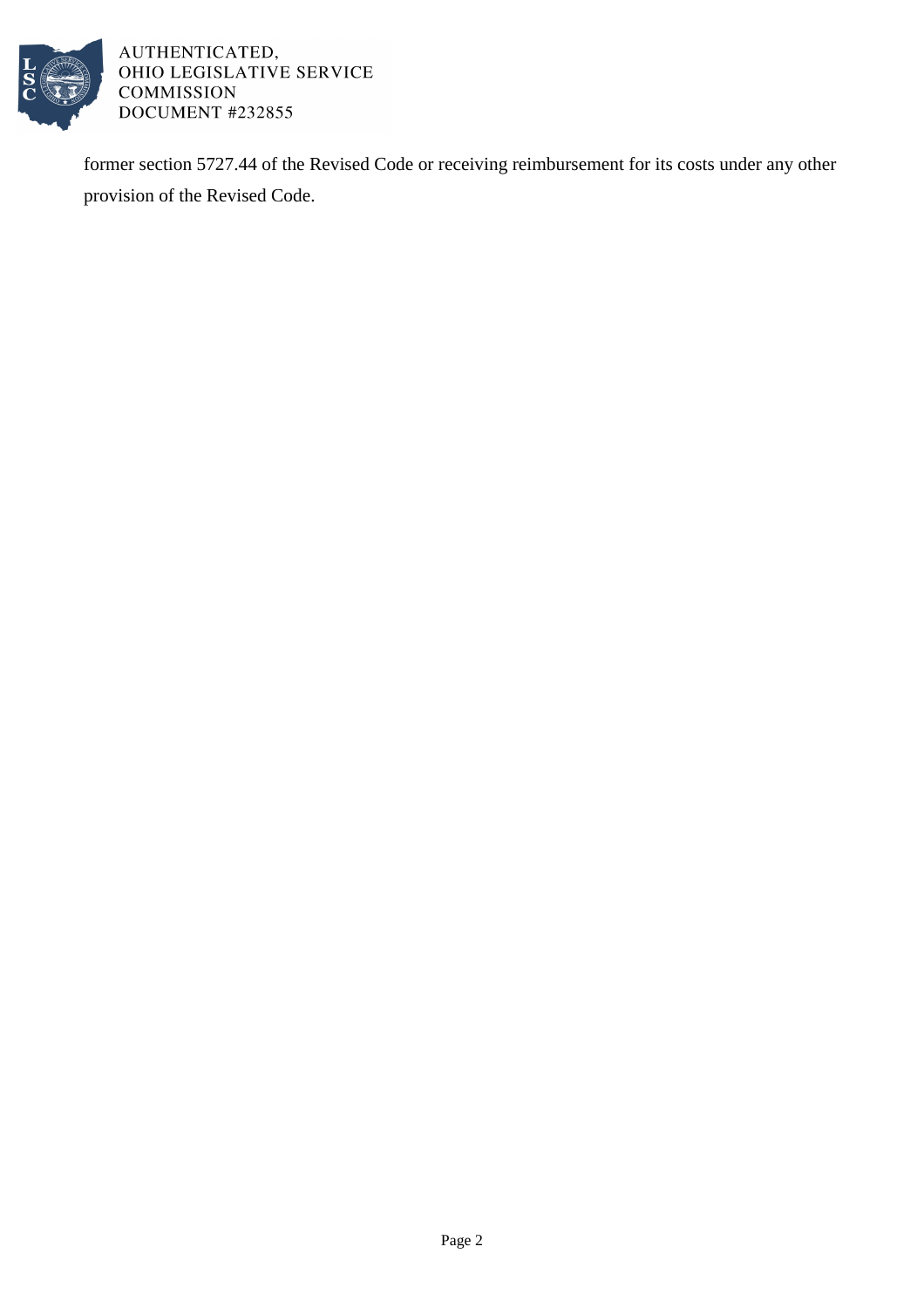former section 5727.44 of the Revised Code or receiving reimbursement for its costs under any other provision of the Revised Code.